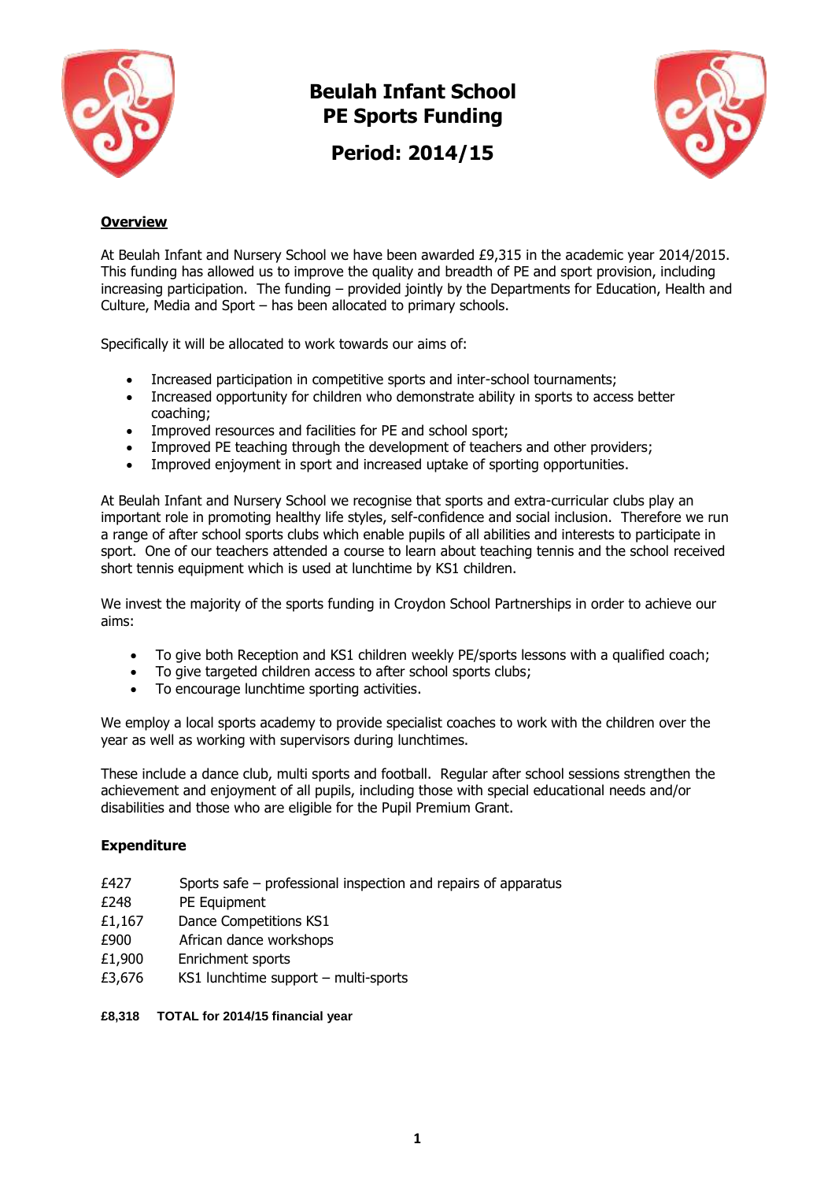# Beulah Infant School
# PE Sports Funding

## Period: 2014/15

**Overview**

At Beulah Infant and Nursery School we have been awarded £9,315 in the academic year 2014/2015. This funding has allowed us to improve the quality and breadth of PE and sport provision, including increasing participation. The funding – provided jointly by the Departments for Education, Health and Culture, Media and Sport – has been allocated to primary schools.

Specifically it will be allocated to work towards our aims of:

- Increased participation in competitive sports and inter-school tournaments;
- Increased opportunity for children who demonstrate ability in sports to access better coaching;
- Improved resources and facilities for PE and school sport;
- Improved PE teaching through the development of teachers and other providers;
- Improved enjoyment in sport and increased uptake of sporting opportunities.

At Beulah Infant and Nursery School we recognise that sports and extra-curricular clubs play an important role in promoting healthy life styles, self-confidence and social inclusion. Therefore we run a range of after school sports clubs which enable pupils of all abilities and interests to participate in sport. One of our teachers attended a course to learn about teaching tennis and the school received short tennis equipment which is used at lunchtime by KS1 children.

We invest the majority of the sports funding in Croydon School Partnerships in order to achieve our aims:

- To give both Reception and KS1 children weekly PE/sports lessons with a qualified coach;
- To give targeted children access to after school sports clubs;
- To encourage lunchtime sporting activities.

We employ a local sports academy to provide specialist coaches to work with the children over the year as well as working with supervisors during lunchtimes.

These include a dance club, multi sports and football. Regular after school sessions strengthen the achievement and enjoyment of all pupils, including those with special educational needs and/or disabilities and those who are eligible for the Pupil Premium Grant.

**Expenditure**

| | |
|---|---|
| £427 | Sports safe – professional inspection and repairs of apparatus |
| £248 | PE Equipment |
| £1,167 | Dance Competitions KS1 |
| £900 | African dance workshops |
| £1,900 | Enrichment sports |
| £3,676 | KS1 lunchtime support – multi-sports |

**£8,318 TOTAL for 2014/15 financial year**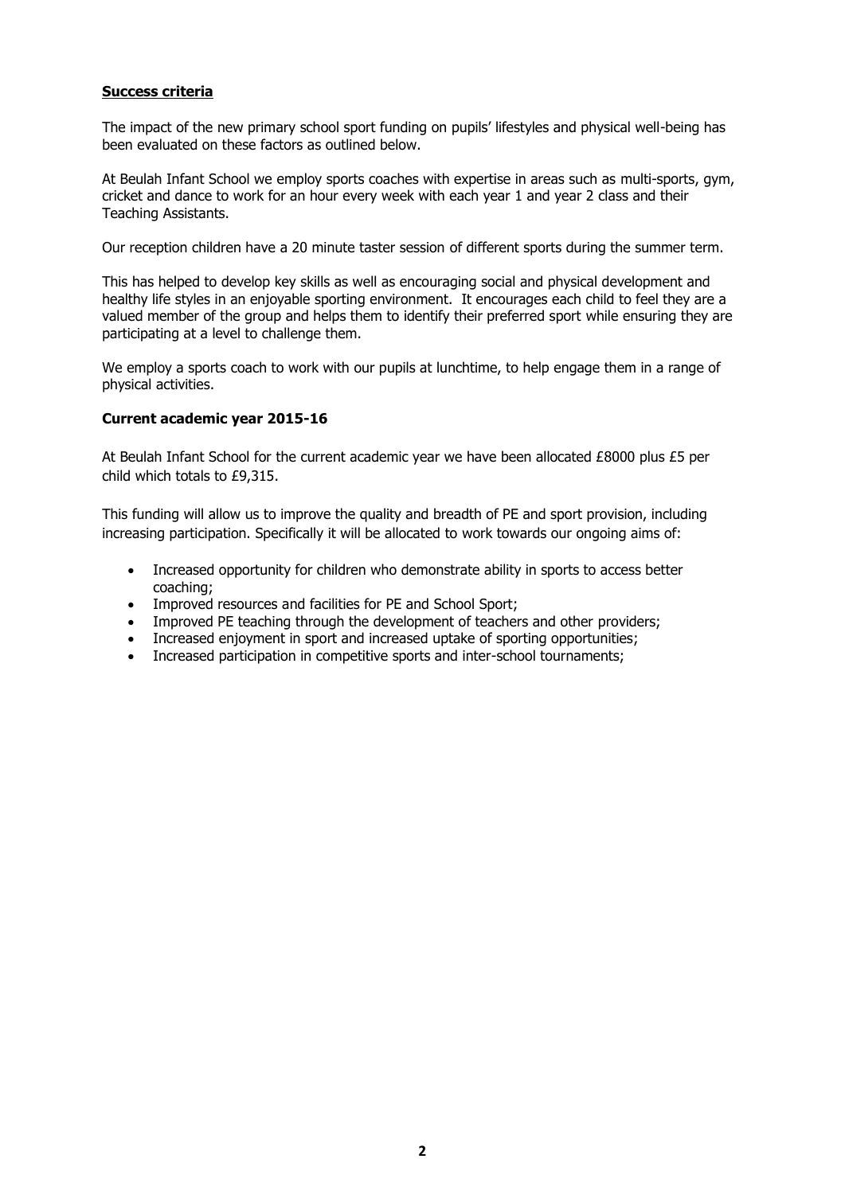## Success criteria

The impact of the new primary school sport funding on pupils' lifestyles and physical well-being has been evaluated on these factors as outlined below.

At Beulah Infant School we employ sports coaches with expertise in areas such as multi-sports, gym, cricket and dance to work for an hour every week with each year 1 and year 2 class and their Teaching Assistants.

Our reception children have a 20 minute taster session of different sports during the summer term.

This has helped to develop key skills as well as encouraging social and physical development and healthy life styles in an enjoyable sporting environment. It encourages each child to feel they are a valued member of the group and helps them to identify their preferred sport while ensuring they are participating at a level to challenge them.

We employ a sports coach to work with our pupils at lunchtime, to help engage them in a range of physical activities.

### Current academic year 2015-16

At Beulah Infant School for the current academic year we have been allocated £8000 plus £5 per child which totals to £9,315.

This funding will allow us to improve the quality and breadth of PE and sport provision, including increasing participation. Specifically it will be allocated to work towards our ongoing aims of:

- Increased opportunity for children who demonstrate ability in sports to access better coaching;
- Improved resources and facilities for PE and School Sport;
- Improved PE teaching through the development of teachers and other providers;
- Increased enjoyment in sport and increased uptake of sporting opportunities;
- Increased participation in competitive sports and inter-school tournaments;